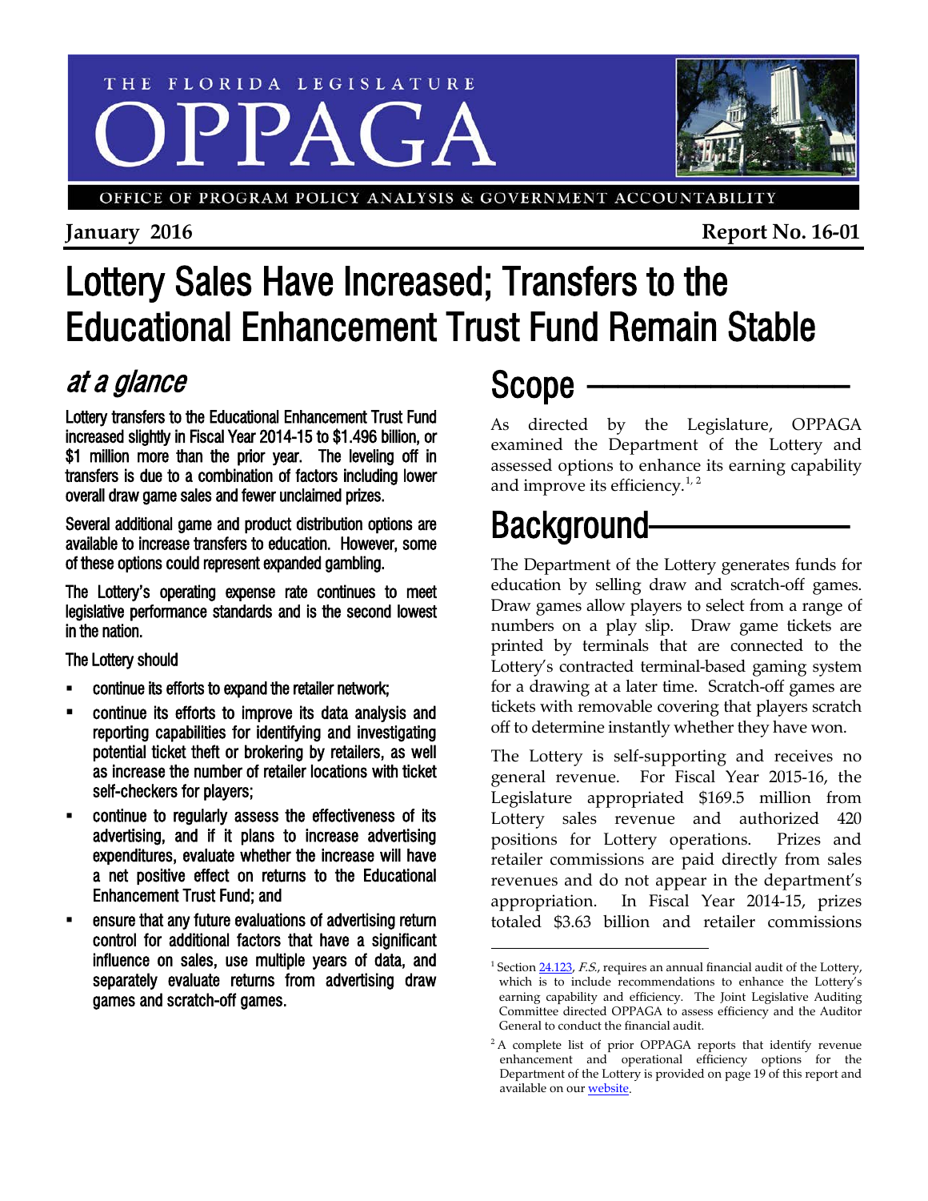THE FLORIDA LEGISLATURE

# OPPAGA

OFFICE OF PROGRAM POLICY ANALYSIS & GOVERNMENT ACCOUNTABILITY

**January 2016** **Report No. 16-01**

# Lottery Sales Have Increased; Transfers to the Educational Enhancement Trust Fund Remain Stable

## *at a glance*

Lottery transfers to the Educational Enhancement Trust Fund increased slightly in Fiscal Year 2014-15 to $1.496 billion, or $1 million more than the prior year. The leveling off in transfers is due to a combination of factors including lower overall draw game sales and fewer unclaimed prizes.

Several additional game and product distribution options are available to increase transfers to education. However, some of these options could represent expanded gambling.

The Lottery's operating expense rate continues to meet legislative performance standards and is the second lowest in the nation.

The Lottery should

- continue its efforts to expand the retailer network;
- continue its efforts to improve its data analysis and reporting capabilities for identifying and investigating potential ticket theft or brokering by retailers, as well as increase the number of retailer locations with ticket self-checkers for players;
- continue to regularly assess the effectiveness of its advertising, and if it plans to increase advertising expenditures, evaluate whether the increase will have a net positive effect on returns to the Educational Enhancement Trust Fund; and
- ensure that any future evaluations of advertising return control for additional factors that have a significant influence on sales, use multiple years of data, and separately evaluate returns from advertising draw games and scratch-off games.

## Scope

As directed by the Legislature, OPPAGA examined the Department of the Lottery and assessed options to enhance its earning capability and improve its efficiency.[1, 2]

## Background

The Department of the Lottery generates funds for education by selling draw and scratch-off games. Draw games allow players to select from a range of numbers on a play slip. Draw game tickets are printed by terminals that are connected to the Lottery's contracted terminal-based gaming system for a drawing at a later time. Scratch-off games are tickets with removable covering that players scratch off to determine instantly whether they have won.

The Lottery is self-supporting and receives no general revenue. For Fiscal Year 2015-16, the Legislature appropriated $169.5 million from Lottery sales revenue and authorized 420 positions for Lottery operations. Prizes and retailer commissions are paid directly from sales revenues and do not appear in the department's appropriation. In Fiscal Year 2014-15, prizes totaled $3.63 billion and retailer commissions

---

[1] Section 24.123, *F.S.*, requires an annual financial audit of the Lottery, which is to include recommendations to enhance the Lottery's earning capability and efficiency. The Joint Legislative Auditing Committee directed OPPAGA to assess efficiency and the Auditor General to conduct the financial audit.

[2] A complete list of prior OPPAGA reports that identify revenue enhancement and operational efficiency options for the Department of the Lottery is provided on page 19 of this report and available on our website.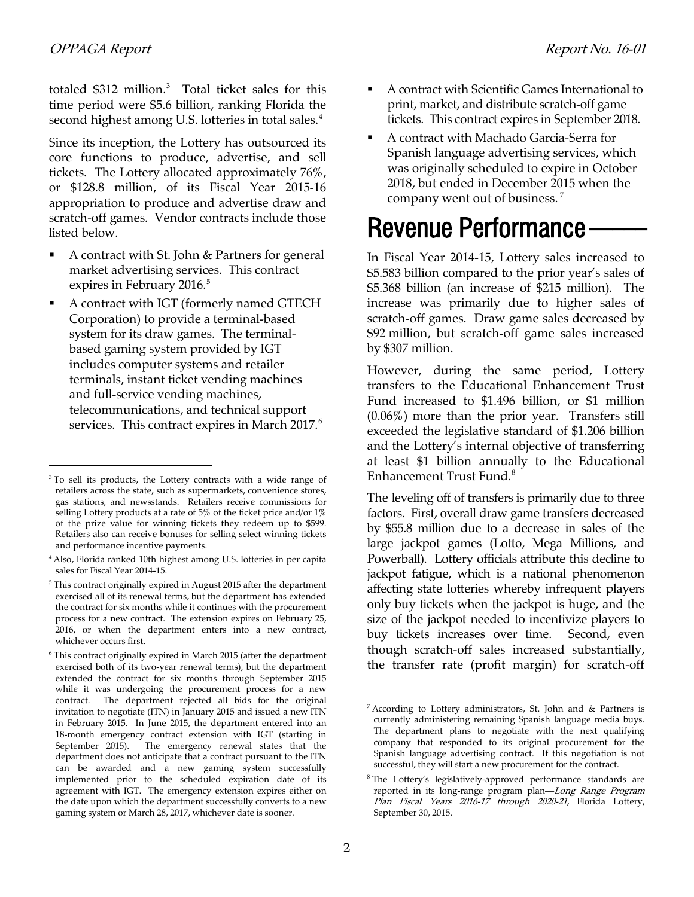totaled $312 million.[3] Total ticket sales for this time period were $5.6 billion, ranking Florida the second highest among U.S. lotteries in total sales.[4]

Since its inception, the Lottery has outsourced its core functions to produce, advertise, and sell tickets. The Lottery allocated approximately 76%, or $128.8 million, of its Fiscal Year 2015-16 appropriation to produce and advertise draw and scratch-off games. Vendor contracts include those listed below.

- A contract with St. John & Partners for general market advertising services. This contract expires in February 2016.[5]
- A contract with IGT (formerly named GTECH Corporation) to provide a terminal-based system for its draw games. The terminal-based gaming system provided by IGT includes computer systems and retailer terminals, instant ticket vending machines and full-service vending machines, telecommunications, and technical support services. This contract expires in March 2017.[6]
- A contract with Scientific Games International to print, market, and distribute scratch-off game tickets. This contract expires in September 2018.
- A contract with Machado Garcia-Serra for Spanish language advertising services, which was originally scheduled to expire in October 2018, but ended in December 2015 when the company went out of business.[7]

# Revenue Performance

In Fiscal Year 2014-15, Lottery sales increased to $5.583 billion compared to the prior year's sales of $5.368 billion (an increase of $215 million). The increase was primarily due to higher sales of scratch-off games. Draw game sales decreased by $92 million, but scratch-off game sales increased by $307 million.

However, during the same period, Lottery transfers to the Educational Enhancement Trust Fund increased to $1.496 billion, or $1 million (0.06%) more than the prior year. Transfers still exceeded the legislative standard of $1.206 billion and the Lottery's internal objective of transferring at least $1 billion annually to the Educational Enhancement Trust Fund.[8]

The leveling off of transfers is primarily due to three factors. First, overall draw game transfers decreased by $55.8 million due to a decrease in sales of the large jackpot games (Lotto, Mega Millions, and Powerball). Lottery officials attribute this decline to jackpot fatigue, which is a national phenomenon affecting state lotteries whereby infrequent players only buy tickets when the jackpot is huge, and the size of the jackpot needed to incentivize players to buy tickets increases over time. Second, even though scratch-off sales increased substantially, the transfer rate (profit margin) for scratch-off

---

[3] To sell its products, the Lottery contracts with a wide range of retailers across the state, such as supermarkets, convenience stores, gas stations, and newsstands. Retailers receive commissions for selling Lottery products at a rate of 5% of the ticket price and/or 1% of the prize value for winning tickets they redeem up to $599. Retailers also can receive bonuses for selling select winning tickets and performance incentive payments.

[4] Also, Florida ranked 10th highest among U.S. lotteries in per capita sales for Fiscal Year 2014-15.

[5] This contract originally expired in August 2015 after the department exercised all of its renewal terms, but the department has extended the contract for six months while it continues with the procurement process for a new contract. The extension expires on February 25, 2016, or when the department enters into a new contract, whichever occurs first.

[6] This contract originally expired in March 2015 (after the department exercised both of its two-year renewal terms), but the department extended the contract for six months through September 2015 while it was undergoing the procurement process for a new contract. The department rejected all bids for the original invitation to negotiate (ITN) in January 2015 and issued a new ITN in February 2015. In June 2015, the department entered into an 18-month emergency contract extension with IGT (starting in September 2015). The emergency renewal states that the department does not anticipate that a contract pursuant to the ITN can be awarded and a new gaming system successfully implemented prior to the scheduled expiration date of its agreement with IGT. The emergency extension expires either on the date upon which the department successfully converts to a new gaming system or March 28, 2017, whichever date is sooner.

[7] According to Lottery administrators, St. John and & Partners is currently administering remaining Spanish language media buys. The department plans to negotiate with the next qualifying company that responded to its original procurement for the Spanish language advertising contract. If this negotiation is not successful, they will start a new procurement for the contract.

[8] The Lottery's legislatively-approved performance standards are reported in its long-range program plan—*Long Range Program Plan Fiscal Years 2016-17 through 2020-21*, Florida Lottery, September 30, 2015.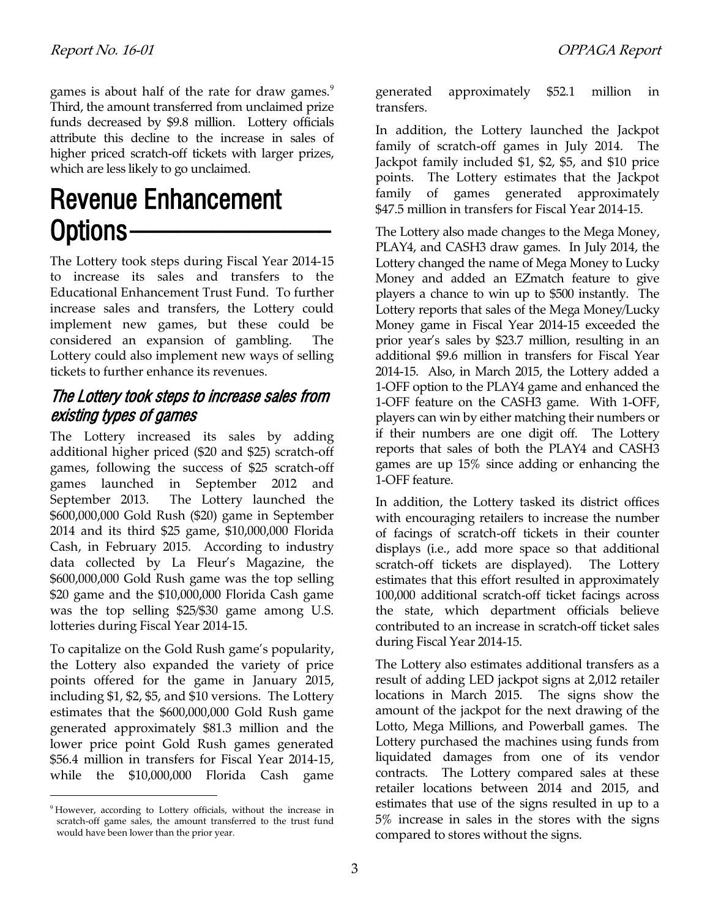games is about half of the rate for draw games.[9] Third, the amount transferred from unclaimed prize funds decreased by $9.8 million. Lottery officials attribute this decline to the increase in sales of higher priced scratch-off tickets with larger prizes, which are less likely to go unclaimed.

# Revenue Enhancement Options

The Lottery took steps during Fiscal Year 2014-15 to increase its sales and transfers to the Educational Enhancement Trust Fund. To further increase sales and transfers, the Lottery could implement new games, but these could be considered an expansion of gambling. The Lottery could also implement new ways of selling tickets to further enhance its revenues.

## *The Lottery took steps to increase sales from existing types of games*

The Lottery increased its sales by adding additional higher priced ($20 and $25) scratch-off games, following the success of $25 scratch-off games launched in September 2012 and September 2013. The Lottery launched the $600,000,000 Gold Rush ($20) game in September 2014 and its third $25 game, $10,000,000 Florida Cash, in February 2015. According to industry data collected by La Fleur's Magazine, the $600,000,000 Gold Rush game was the top selling $20 game and the $10,000,000 Florida Cash game was the top selling $25/$30 game among U.S. lotteries during Fiscal Year 2014-15.

To capitalize on the Gold Rush game's popularity, the Lottery also expanded the variety of price points offered for the game in January 2015, including $1, $2, $5, and $10 versions. The Lottery estimates that the $600,000,000 Gold Rush game generated approximately $81.3 million and the lower price point Gold Rush games generated $56.4 million in transfers for Fiscal Year 2014-15, while the $10,000,000 Florida Cash game generated approximately $52.1 million in transfers.

In addition, the Lottery launched the Jackpot family of scratch-off games in July 2014. The Jackpot family included $1, $2, $5, and $10 price points. The Lottery estimates that the Jackpot family of games generated approximately $47.5 million in transfers for Fiscal Year 2014-15.

The Lottery also made changes to the Mega Money, PLAY4, and CASH3 draw games. In July 2014, the Lottery changed the name of Mega Money to Lucky Money and added an EZmatch feature to give players a chance to win up to $500 instantly. The Lottery reports that sales of the Mega Money/Lucky Money game in Fiscal Year 2014-15 exceeded the prior year's sales by $23.7 million, resulting in an additional $9.6 million in transfers for Fiscal Year 2014-15. Also, in March 2015, the Lottery added a 1-OFF option to the PLAY4 game and enhanced the 1-OFF feature on the CASH3 game. With 1-OFF, players can win by either matching their numbers or if their numbers are one digit off. The Lottery reports that sales of both the PLAY4 and CASH3 games are up 15% since adding or enhancing the 1-OFF feature.

In addition, the Lottery tasked its district offices with encouraging retailers to increase the number of facings of scratch-off tickets in their counter displays (i.e., add more space so that additional scratch-off tickets are displayed). The Lottery estimates that this effort resulted in approximately 100,000 additional scratch-off ticket facings across the state, which department officials believe contributed to an increase in scratch-off ticket sales during Fiscal Year 2014-15.

The Lottery also estimates additional transfers as a result of adding LED jackpot signs at 2,012 retailer locations in March 2015. The signs show the amount of the jackpot for the next drawing of the Lotto, Mega Millions, and Powerball games. The Lottery purchased the machines using funds from liquidated damages from one of its vendor contracts. The Lottery compared sales at these retailer locations between 2014 and 2015, and estimates that use of the signs resulted in up to a 5% increase in sales in the stores with the signs compared to stores without the signs.

[9] However, according to Lottery officials, without the increase in scratch-off game sales, the amount transferred to the trust fund would have been lower than the prior year.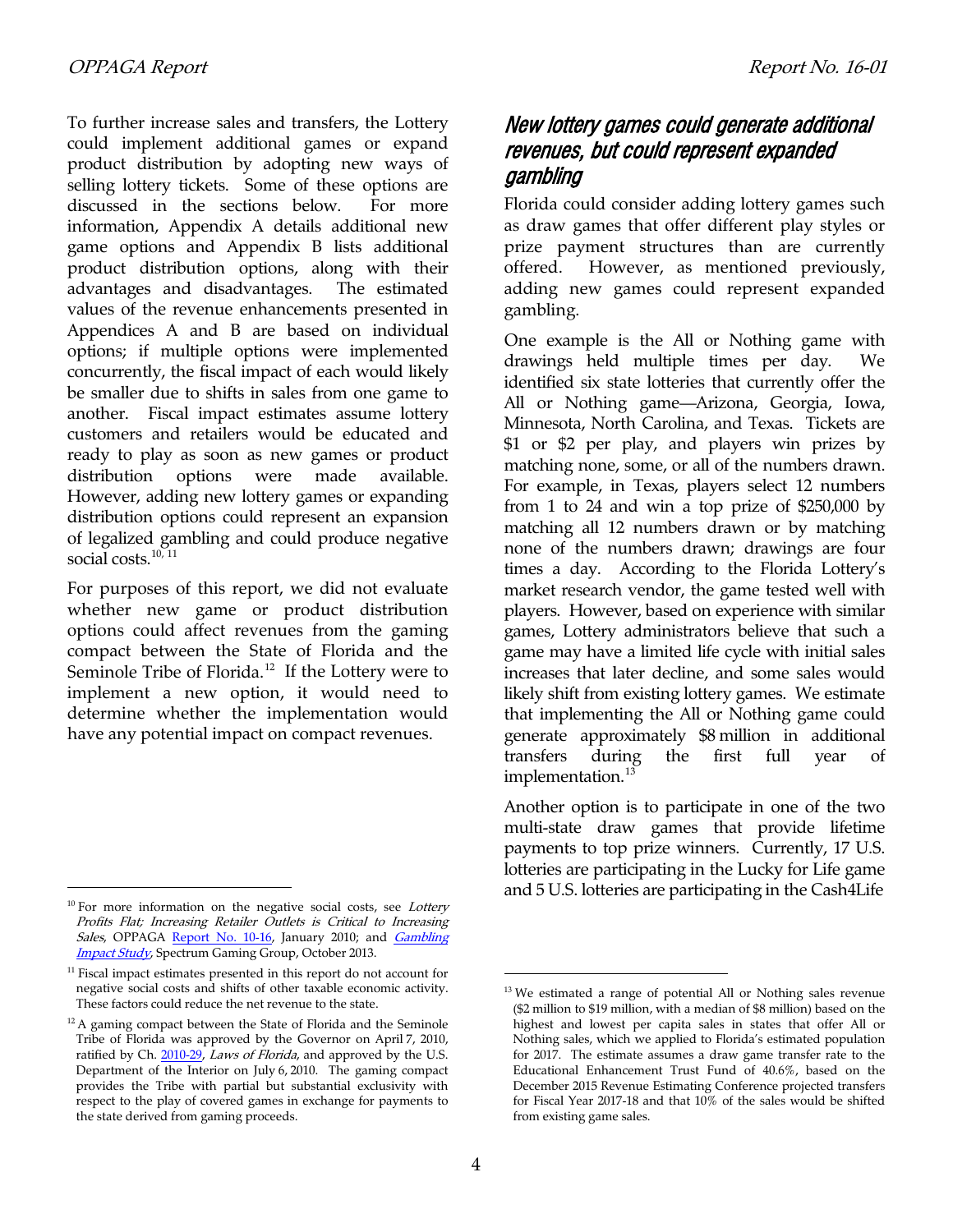To further increase sales and transfers, the Lottery could implement additional games or expand product distribution by adopting new ways of selling lottery tickets. Some of these options are discussed in the sections below. For more information, Appendix A details additional new game options and Appendix B lists additional product distribution options, along with their advantages and disadvantages. The estimated values of the revenue enhancements presented in Appendices A and B are based on individual options; if multiple options were implemented concurrently, the fiscal impact of each would likely be smaller due to shifts in sales from one game to another. Fiscal impact estimates assume lottery customers and retailers would be educated and ready to play as soon as new games or product distribution options were made available. However, adding new lottery games or expanding distribution options could represent an expansion of legalized gambling and could produce negative social costs.[10, 11]

For purposes of this report, we did not evaluate whether new game or product distribution options could affect revenues from the gaming compact between the State of Florida and the Seminole Tribe of Florida.[12] If the Lottery were to implement a new option, it would need to determine whether the implementation would have any potential impact on compact revenues.

## New lottery games could generate additional revenues, but could represent expanded gambling

Florida could consider adding lottery games such as draw games that offer different play styles or prize payment structures than are currently offered. However, as mentioned previously, adding new games could represent expanded gambling.

One example is the All or Nothing game with drawings held multiple times per day. We identified six state lotteries that currently offer the All or Nothing game—Arizona, Georgia, Iowa, Minnesota, North Carolina, and Texas. Tickets are $1 or $2 per play, and players win prizes by matching none, some, or all of the numbers drawn. For example, in Texas, players select 12 numbers from 1 to 24 and win a top prize of $250,000 by matching all 12 numbers drawn or by matching none of the numbers drawn; drawings are four times a day. According to the Florida Lottery's market research vendor, the game tested well with players. However, based on experience with similar games, Lottery administrators believe that such a game may have a limited life cycle with initial sales increases that later decline, and some sales would likely shift from existing lottery games. We estimate that implementing the All or Nothing game could generate approximately $8 million in additional transfers during the first full year of implementation.[13]

Another option is to participate in one of the two multi-state draw games that provide lifetime payments to top prize winners. Currently, 17 U.S. lotteries are participating in the Lucky for Life game and 5 U.S. lotteries are participating in the Cash4Life

---

[10] For more information on the negative social costs, see *Lottery Profits Flat; Increasing Retailer Outlets is Critical to Increasing Sales*, OPPAGA Report No. 10-16, January 2010; and *Gambling Impact Study*, Spectrum Gaming Group, October 2013.

[11] Fiscal impact estimates presented in this report do not account for negative social costs and shifts of other taxable economic activity. These factors could reduce the net revenue to the state.

[12] A gaming compact between the State of Florida and the Seminole Tribe of Florida was approved by the Governor on April 7, 2010, ratified by Ch. 2010-29, *Laws of Florida*, and approved by the U.S. Department of the Interior on July 6, 2010. The gaming compact provides the Tribe with partial but substantial exclusivity with respect to the play of covered games in exchange for payments to the state derived from gaming proceeds.

[13] We estimated a range of potential All or Nothing sales revenue ($2 million to $19 million, with a median of $8 million) based on the highest and lowest per capita sales in states that offer All or Nothing sales, which we applied to Florida's estimated population for 2017. The estimate assumes a draw game transfer rate to the Educational Enhancement Trust Fund of 40.6%, based on the December 2015 Revenue Estimating Conference projected transfers for Fiscal Year 2017-18 and that 10% of the sales would be shifted from existing game sales.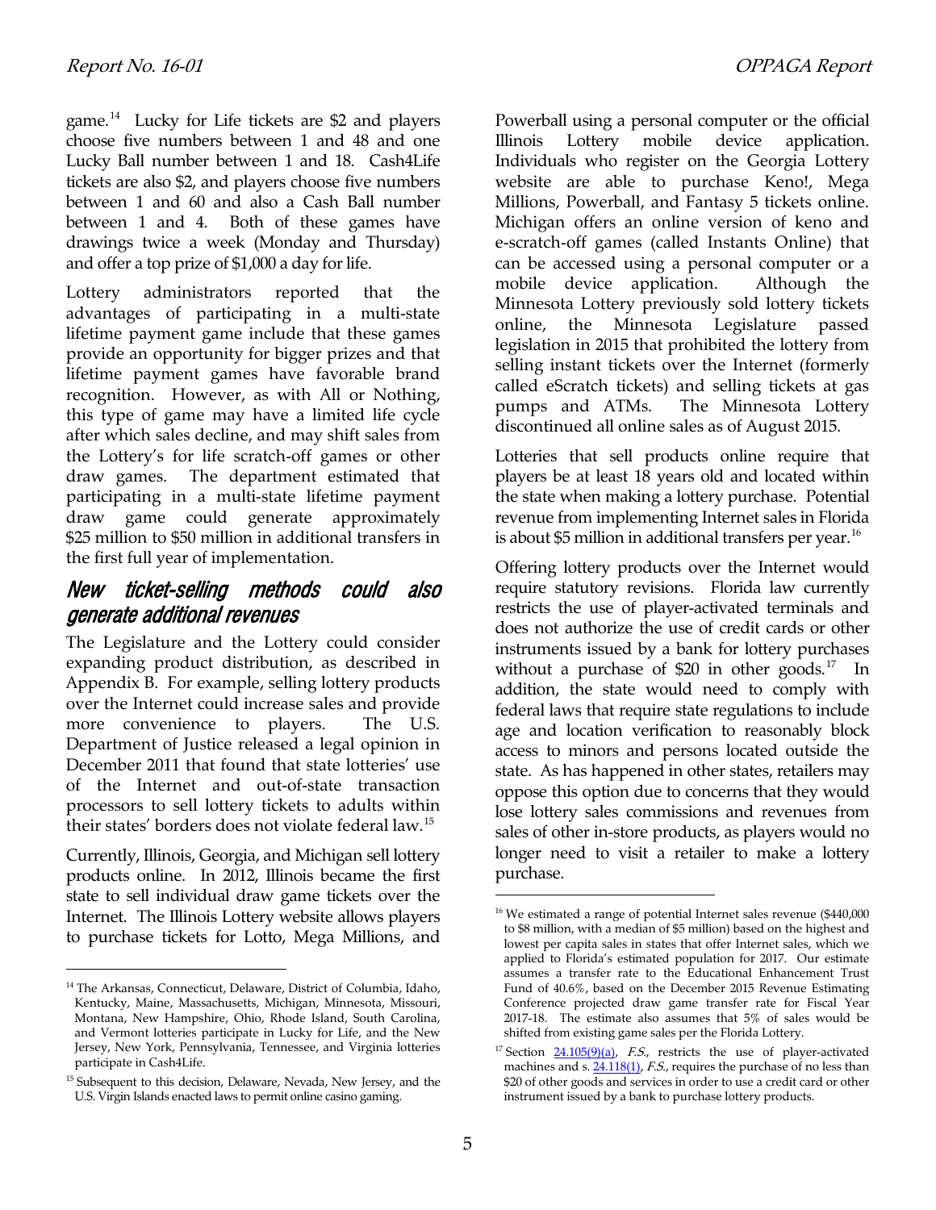game.[14] Lucky for Life tickets are $2 and players choose five numbers between 1 and 48 and one Lucky Ball number between 1 and 18. Cash4Life tickets are also $2, and players choose five numbers between 1 and 60 and also a Cash Ball number between 1 and 4. Both of these games have drawings twice a week (Monday and Thursday) and offer a top prize of $1,000 a day for life.

Lottery administrators reported that the advantages of participating in a multi-state lifetime payment game include that these games provide an opportunity for bigger prizes and that lifetime payment games have favorable brand recognition. However, as with All or Nothing, this type of game may have a limited life cycle after which sales decline, and may shift sales from the Lottery's for life scratch-off games or other draw games. The department estimated that participating in a multi-state lifetime payment draw game could generate approximately $25 million to $50 million in additional transfers in the first full year of implementation.

## New ticket-selling methods could also generate additional revenues

The Legislature and the Lottery could consider expanding product distribution, as described in Appendix B. For example, selling lottery products over the Internet could increase sales and provide more convenience to players. The U.S. Department of Justice released a legal opinion in December 2011 that found that state lotteries' use of the Internet and out-of-state transaction processors to sell lottery tickets to adults within their states' borders does not violate federal law.[15]

Currently, Illinois, Georgia, and Michigan sell lottery products online. In 2012, Illinois became the first state to sell individual draw game tickets over the Internet. The Illinois Lottery website allows players to purchase tickets for Lotto, Mega Millions, and Powerball using a personal computer or the official Illinois Lottery mobile device application. Individuals who register on the Georgia Lottery website are able to purchase Keno!, Mega Millions, Powerball, and Fantasy 5 tickets online. Michigan offers an online version of keno and e-scratch-off games (called Instants Online) that can be accessed using a personal computer or a mobile device application. Although the Minnesota Lottery previously sold lottery tickets online, the Minnesota Legislature passed legislation in 2015 that prohibited the lottery from selling instant tickets over the Internet (formerly called eScratch tickets) and selling tickets at gas pumps and ATMs. The Minnesota Lottery discontinued all online sales as of August 2015.

Lotteries that sell products online require that players be at least 18 years old and located within the state when making a lottery purchase. Potential revenue from implementing Internet sales in Florida is about $5 million in additional transfers per year.[16]

Offering lottery products over the Internet would require statutory revisions. Florida law currently restricts the use of player-activated terminals and does not authorize the use of credit cards or other instruments issued by a bank for lottery purchases without a purchase of $20 in other goods.[17] In addition, the state would need to comply with federal laws that require state regulations to include age and location verification to reasonably block access to minors and persons located outside the state. As has happened in other states, retailers may oppose this option due to concerns that they would lose lottery sales commissions and revenues from sales of other in-store products, as players would no longer need to visit a retailer to make a lottery purchase.

---

[14] The Arkansas, Connecticut, Delaware, District of Columbia, Idaho, Kentucky, Maine, Massachusetts, Michigan, Minnesota, Missouri, Montana, New Hampshire, Ohio, Rhode Island, South Carolina, and Vermont lotteries participate in Lucky for Life, and the New Jersey, New York, Pennsylvania, Tennessee, and Virginia lotteries participate in Cash4Life.

[15] Subsequent to this decision, Delaware, Nevada, New Jersey, and the U.S. Virgin Islands enacted laws to permit online casino gaming.

[16] We estimated a range of potential Internet sales revenue ($440,000 to $8 million, with a median of $5 million) based on the highest and lowest per capita sales in states that offer Internet sales, which we applied to Florida's estimated population for 2017. Our estimate assumes a transfer rate to the Educational Enhancement Trust Fund of 40.6%, based on the December 2015 Revenue Estimating Conference projected draw game transfer rate for Fiscal Year 2017-18. The estimate also assumes that 5% of sales would be shifted from existing game sales per the Florida Lottery.

[17] Section 24.105(9)(a), *F.S.*, restricts the use of player-activated machines and s. 24.118(1), *F.S.*, requires the purchase of no less than $20 of other goods and services in order to use a credit card or other instrument issued by a bank to purchase lottery products.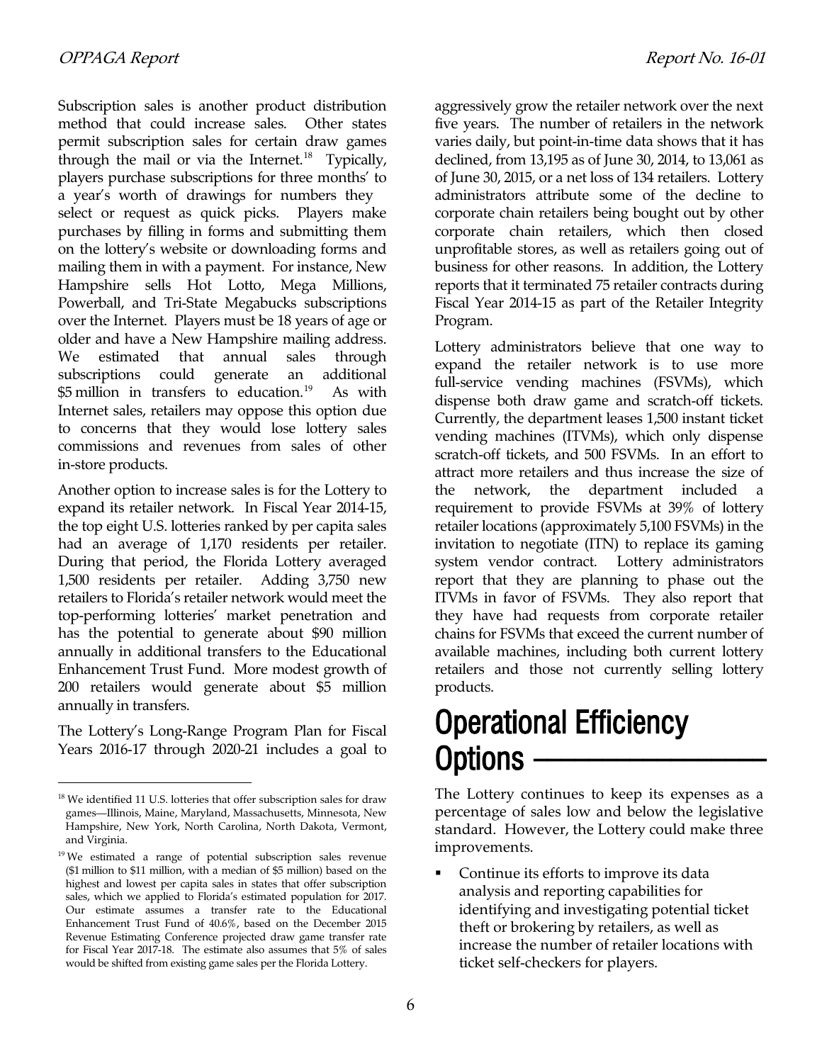Subscription sales is another product distribution method that could increase sales. Other states permit subscription sales for certain draw games through the mail or via the Internet.[18] Typically, players purchase subscriptions for three months' to a year's worth of drawings for numbers they select or request as quick picks. Players make purchases by filling in forms and submitting them on the lottery's website or downloading forms and mailing them in with a payment. For instance, New Hampshire sells Hot Lotto, Mega Millions, Powerball, and Tri-State Megabucks subscriptions over the Internet. Players must be 18 years of age or older and have a New Hampshire mailing address. We estimated that annual sales through subscriptions could generate an additional $5 million in transfers to education.[19] As with Internet sales, retailers may oppose this option due to concerns that they would lose lottery sales commissions and revenues from sales of other in-store products.

Another option to increase sales is for the Lottery to expand its retailer network. In Fiscal Year 2014-15, the top eight U.S. lotteries ranked by per capita sales had an average of 1,170 residents per retailer. During that period, the Florida Lottery averaged 1,500 residents per retailer. Adding 3,750 new retailers to Florida's retailer network would meet the top-performing lotteries' market penetration and has the potential to generate about $90 million annually in additional transfers to the Educational Enhancement Trust Fund. More modest growth of 200 retailers would generate about $5 million annually in transfers.

The Lottery's Long-Range Program Plan for Fiscal Years 2016-17 through 2020-21 includes a goal to aggressively grow the retailer network over the next five years. The number of retailers in the network varies daily, but point-in-time data shows that it has declined, from 13,195 as of June 30, 2014, to 13,061 as of June 30, 2015, or a net loss of 134 retailers. Lottery administrators attribute some of the decline to corporate chain retailers being bought out by other corporate chain retailers, which then closed unprofitable stores, as well as retailers going out of business for other reasons. In addition, the Lottery reports that it terminated 75 retailer contracts during Fiscal Year 2014-15 as part of the Retailer Integrity Program.

Lottery administrators believe that one way to expand the retailer network is to use more full-service vending machines (FSVMs), which dispense both draw game and scratch-off tickets. Currently, the department leases 1,500 instant ticket vending machines (ITVMs), which only dispense scratch-off tickets, and 500 FSVMs. In an effort to attract more retailers and thus increase the size of the network, the department included a requirement to provide FSVMs at 39% of lottery retailer locations (approximately 5,100 FSVMs) in the invitation to negotiate (ITN) to replace its gaming system vendor contract. Lottery administrators report that they are planning to phase out the ITVMs in favor of FSVMs. They also report that they have had requests from corporate retailer chains for FSVMs that exceed the current number of available machines, including both current lottery retailers and those not currently selling lottery products.

# Operational Efficiency Options

The Lottery continues to keep its expenses as a percentage of sales low and below the legislative standard. However, the Lottery could make three improvements.

- Continue its efforts to improve its data analysis and reporting capabilities for identifying and investigating potential ticket theft or brokering by retailers, as well as increase the number of retailer locations with ticket self-checkers for players.

---

[18] We identified 11 U.S. lotteries that offer subscription sales for draw games—Illinois, Maine, Maryland, Massachusetts, Minnesota, New Hampshire, New York, North Carolina, North Dakota, Vermont, and Virginia.

[19] We estimated a range of potential subscription sales revenue ($1 million to $11 million, with a median of $5 million) based on the highest and lowest per capita sales in states that offer subscription sales, which we applied to Florida's estimated population for 2017. Our estimate assumes a transfer rate to the Educational Enhancement Trust Fund of 40.6%, based on the December 2015 Revenue Estimating Conference projected draw game transfer rate for Fiscal Year 2017-18. The estimate also assumes that 5% of sales would be shifted from existing game sales per the Florida Lottery.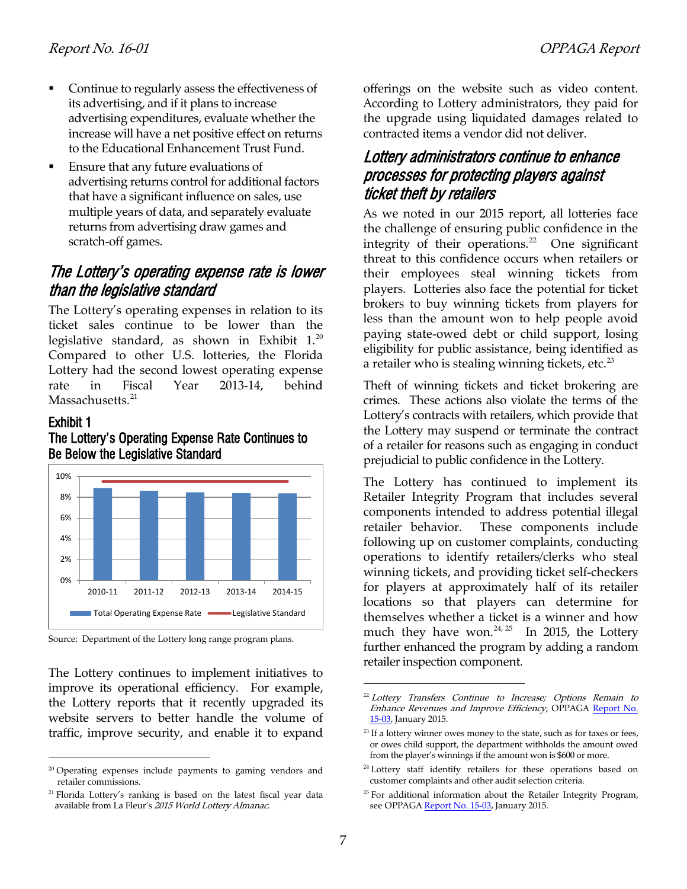- Continue to regularly assess the effectiveness of its advertising, and if it plans to increase advertising expenditures, evaluate whether the increase will have a net positive effect on returns to the Educational Enhancement Trust Fund.
- Ensure that any future evaluations of advertising returns control for additional factors that have a significant influence on sales, use multiple years of data, and separately evaluate returns from advertising draw games and scratch-off games.

## The Lottery's operating expense rate is lower than the legislative standard

The Lottery's operating expenses in relation to its ticket sales continue to be lower than the legislative standard, as shown in Exhibit 1.[20] Compared to other U.S. lotteries, the Florida Lottery had the second lowest operating expense rate in Fiscal Year 2013-14, behind Massachusetts.[21]

**Exhibit 1**
**The Lottery's Operating Expense Rate Continues to Be Below the Legislative Standard**

Source: Department of the Lottery long range program plans.

The Lottery continues to implement initiatives to improve its operational efficiency. For example, the Lottery reports that it recently upgraded its website servers to better handle the volume of traffic, improve security, and enable it to expand offerings on the website such as video content. According to Lottery administrators, they paid for the upgrade using liquidated damages related to contracted items a vendor did not deliver.

## Lottery administrators continue to enhance processes for protecting players against ticket theft by retailers

As we noted in our 2015 report, all lotteries face the challenge of ensuring public confidence in the integrity of their operations.[22] One significant threat to this confidence occurs when retailers or their employees steal winning tickets from players. Lotteries also face the potential for ticket brokers to buy winning tickets from players for less than the amount won to help people avoid paying state-owed debt or child support, losing eligibility for public assistance, being identified as a retailer who is stealing winning tickets, etc.[23]

Theft of winning tickets and ticket brokering are crimes. These actions also violate the terms of the Lottery's contracts with retailers, which provide that the Lottery may suspend or terminate the contract of a retailer for reasons such as engaging in conduct prejudicial to public confidence in the Lottery.

The Lottery has continued to implement its Retailer Integrity Program that includes several components intended to address potential illegal retailer behavior. These components include following up on customer complaints, conducting operations to identify retailers/clerks who steal winning tickets, and providing ticket self-checkers for players at approximately half of its retailer locations so that players can determine for themselves whether a ticket is a winner and how much they have won.[24, 25] In 2015, the Lottery further enhanced the program by adding a random retailer inspection component.

---

[20] Operating expenses include payments to gaming vendors and retailer commissions.

[21] Florida Lottery's ranking is based on the latest fiscal year data available from La Fleur's *2015 World Lottery Almanac*.

[22] *Lottery Transfers Continue to Increase; Options Remain to Enhance Revenues and Improve Efficiency*, OPPAGA Report No. 15-03, January 2015.

[23] If a lottery winner owes money to the state, such as for taxes or fees, or owes child support, the department withholds the amount owed from the player's winnings if the amount won is $600 or more.

[24] Lottery staff identify retailers for these operations based on customer complaints and other audit selection criteria.

[25] For additional information about the Retailer Integrity Program, see OPPAGA Report No. 15-03, January 2015.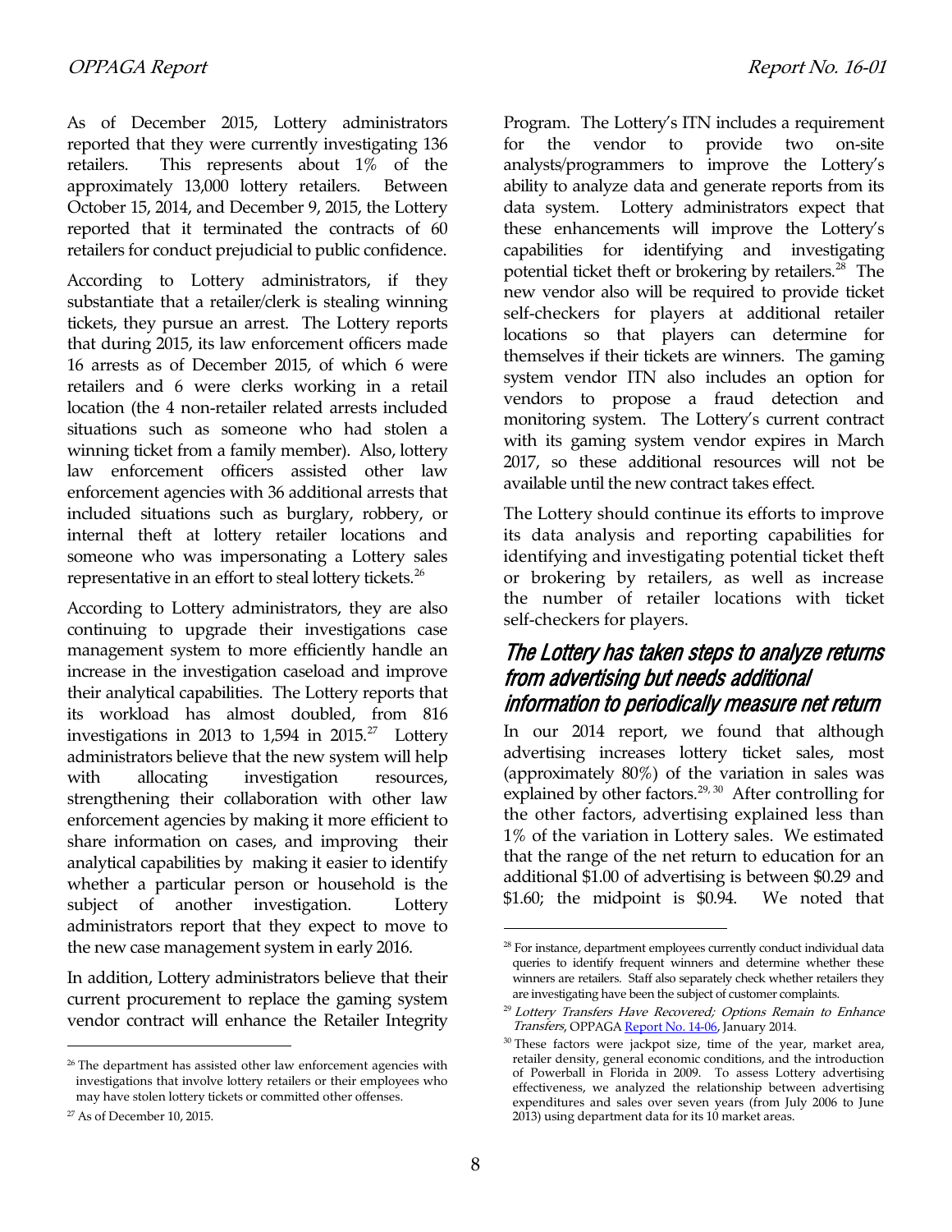As of December 2015, Lottery administrators reported that they were currently investigating 136 retailers. This represents about 1% of the approximately 13,000 lottery retailers. Between October 15, 2014, and December 9, 2015, the Lottery reported that it terminated the contracts of 60 retailers for conduct prejudicial to public confidence.

According to Lottery administrators, if they substantiate that a retailer/clerk is stealing winning tickets, they pursue an arrest. The Lottery reports that during 2015, its law enforcement officers made 16 arrests as of December 2015, of which 6 were retailers and 6 were clerks working in a retail location (the 4 non-retailer related arrests included situations such as someone who had stolen a winning ticket from a family member). Also, lottery law enforcement officers assisted other law enforcement agencies with 36 additional arrests that included situations such as burglary, robbery, or internal theft at lottery retailer locations and someone who was impersonating a Lottery sales representative in an effort to steal lottery tickets.[26]

According to Lottery administrators, they are also continuing to upgrade their investigations case management system to more efficiently handle an increase in the investigation caseload and improve their analytical capabilities. The Lottery reports that its workload has almost doubled, from 816 investigations in 2013 to 1,594 in 2015.[27] Lottery administrators believe that the new system will help with allocating investigation resources, strengthening their collaboration with other law enforcement agencies by making it more efficient to share information on cases, and improving their analytical capabilities by making it easier to identify whether a particular person or household is the subject of another investigation. Lottery administrators report that they expect to move to the new case management system in early 2016.

In addition, Lottery administrators believe that their current procurement to replace the gaming system vendor contract will enhance the Retailer Integrity Program. The Lottery's ITN includes a requirement for the vendor to provide two on-site analysts/programmers to improve the Lottery's ability to analyze data and generate reports from its data system. Lottery administrators expect that these enhancements will improve the Lottery's capabilities for identifying and investigating potential ticket theft or brokering by retailers.[28] The new vendor also will be required to provide ticket self-checkers for players at additional retailer locations so that players can determine for themselves if their tickets are winners. The gaming system vendor ITN also includes an option for vendors to propose a fraud detection and monitoring system. The Lottery's current contract with its gaming system vendor expires in March 2017, so these additional resources will not be available until the new contract takes effect.

The Lottery should continue its efforts to improve its data analysis and reporting capabilities for identifying and investigating potential ticket theft or brokering by retailers, as well as increase the number of retailer locations with ticket self-checkers for players.

## *The Lottery has taken steps to analyze returns from advertising but needs additional information to periodically measure net return*

In our 2014 report, we found that although advertising increases lottery ticket sales, most (approximately 80%) of the variation in sales was explained by other factors.[29, 30] After controlling for the other factors, advertising explained less than 1% of the variation in Lottery sales. We estimated that the range of the net return to education for an additional $1.00 of advertising is between $0.29 and $1.60; the midpoint is $0.94. We noted that

---

[26] The department has assisted other law enforcement agencies with investigations that involve lottery retailers or their employees who may have stolen lottery tickets or committed other offenses.

[27] As of December 10, 2015.

[28] For instance, department employees currently conduct individual data queries to identify frequent winners and determine whether these winners are retailers. Staff also separately check whether retailers they are investigating have been the subject of customer complaints.

[29] *Lottery Transfers Have Recovered; Options Remain to Enhance Transfers*, OPPAGA Report No. 14-06, January 2014.

[30] These factors were jackpot size, time of the year, market area, retailer density, general economic conditions, and the introduction of Powerball in Florida in 2009. To assess Lottery advertising effectiveness, we analyzed the relationship between advertising expenditures and sales over seven years (from July 2006 to June 2013) using department data for its 10 market areas.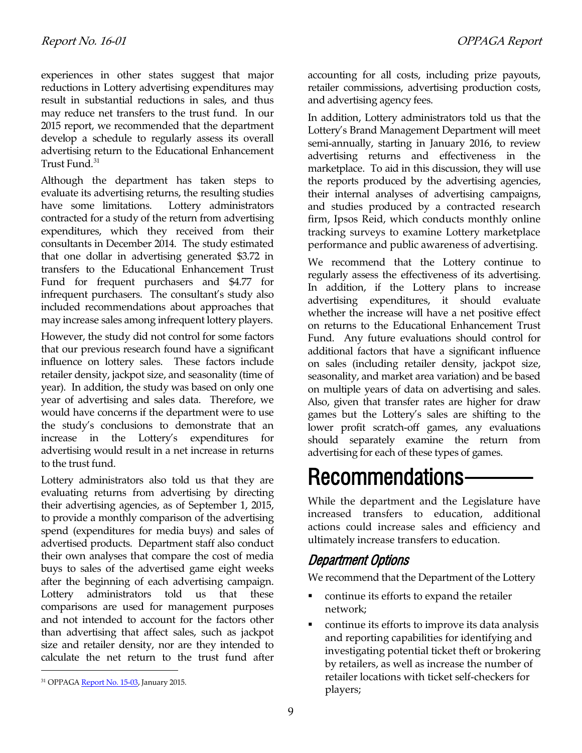experiences in other states suggest that major reductions in Lottery advertising expenditures may result in substantial reductions in sales, and thus may reduce net transfers to the trust fund. In our 2015 report, we recommended that the department develop a schedule to regularly assess its overall advertising return to the Educational Enhancement Trust Fund.[31]

Although the department has taken steps to evaluate its advertising returns, the resulting studies have some limitations. Lottery administrators contracted for a study of the return from advertising expenditures, which they received from their consultants in December 2014. The study estimated that one dollar in advertising generated $3.72 in transfers to the Educational Enhancement Trust Fund for frequent purchasers and $4.77 for infrequent purchasers. The consultant's study also included recommendations about approaches that may increase sales among infrequent lottery players.

However, the study did not control for some factors that our previous research found have a significant influence on lottery sales. These factors include retailer density, jackpot size, and seasonality (time of year). In addition, the study was based on only one year of advertising and sales data. Therefore, we would have concerns if the department were to use the study's conclusions to demonstrate that an increase in the Lottery's expenditures for advertising would result in a net increase in returns to the trust fund.

Lottery administrators also told us that they are evaluating returns from advertising by directing their advertising agencies, as of September 1, 2015, to provide a monthly comparison of the advertising spend (expenditures for media buys) and sales of advertised products. Department staff also conduct their own analyses that compare the cost of media buys to sales of the advertised game eight weeks after the beginning of each advertising campaign. Lottery administrators told us that these comparisons are used for management purposes and not intended to account for the factors other than advertising that affect sales, such as jackpot size and retailer density, nor are they intended to calculate the net return to the trust fund after accounting for all costs, including prize payouts, retailer commissions, advertising production costs, and advertising agency fees.

In addition, Lottery administrators told us that the Lottery's Brand Management Department will meet semi-annually, starting in January 2016, to review advertising returns and effectiveness in the marketplace. To aid in this discussion, they will use the reports produced by the advertising agencies, their internal analyses of advertising campaigns, and studies produced by a contracted research firm, Ipsos Reid, which conducts monthly online tracking surveys to examine Lottery marketplace performance and public awareness of advertising.

We recommend that the Lottery continue to regularly assess the effectiveness of its advertising. In addition, if the Lottery plans to increase advertising expenditures, it should evaluate whether the increase will have a net positive effect on returns to the Educational Enhancement Trust Fund. Any future evaluations should control for additional factors that have a significant influence on sales (including retailer density, jackpot size, seasonality, and market area variation) and be based on multiple years of data on advertising and sales. Also, given that transfer rates are higher for draw games but the Lottery's sales are shifting to the lower profit scratch-off games, any evaluations should separately examine the return from advertising for each of these types of games.

# Recommendations

While the department and the Legislature have increased transfers to education, additional actions could increase sales and efficiency and ultimately increase transfers to education.

## Department Options

We recommend that the Department of the Lottery

- continue its efforts to expand the retailer network;
- continue its efforts to improve its data analysis and reporting capabilities for identifying and investigating potential ticket theft or brokering by retailers, as well as increase the number of retailer locations with ticket self-checkers for players;

[31] OPPAGA Report No. 15-03, January 2015.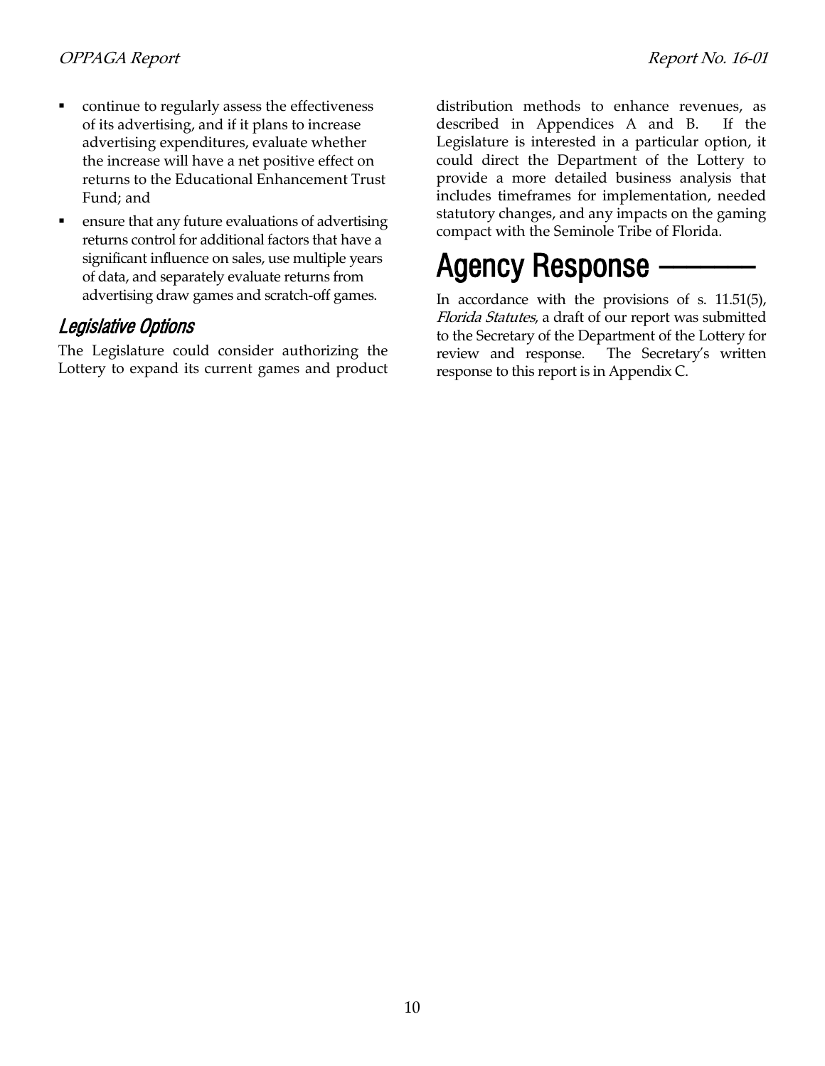- continue to regularly assess the effectiveness of its advertising, and if it plans to increase advertising expenditures, evaluate whether the increase will have a net positive effect on returns to the Educational Enhancement Trust Fund; and
- ensure that any future evaluations of advertising returns control for additional factors that have a significant influence on sales, use multiple years of data, and separately evaluate returns from advertising draw games and scratch-off games.

### *Legislative Options*

The Legislature could consider authorizing the Lottery to expand its current games and product distribution methods to enhance revenues, as described in Appendices A and B. If the Legislature is interested in a particular option, it could direct the Department of the Lottery to provide a more detailed business analysis that includes timeframes for implementation, needed statutory changes, and any impacts on the gaming compact with the Seminole Tribe of Florida.

## Agency Response

In accordance with the provisions of s. 11.51(5), *Florida Statutes*, a draft of our report was submitted to the Secretary of the Department of the Lottery for review and response. The Secretary's written response to this report is in Appendix C.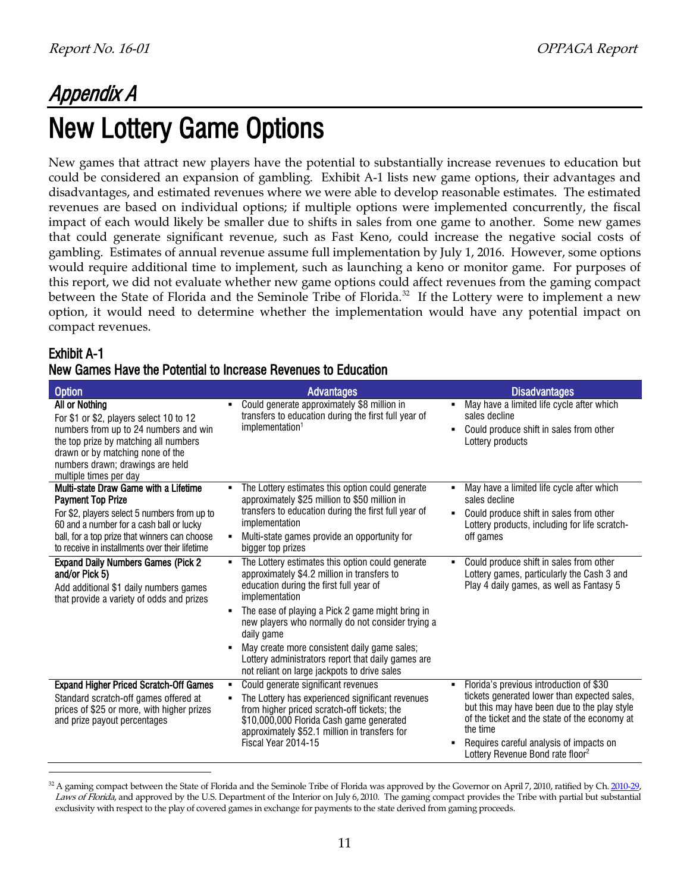# Appendix A

# New Lottery Game Options

New games that attract new players have the potential to substantially increase revenues to education but could be considered an expansion of gambling. Exhibit A-1 lists new game options, their advantages and disadvantages, and estimated revenues where we were able to develop reasonable estimates. The estimated revenues are based on individual options; if multiple options were implemented concurrently, the fiscal impact of each would likely be smaller due to shifts in sales from one game to another. Some new games that could generate significant revenue, such as Fast Keno, could increase the negative social costs of gambling. Estimates of annual revenue assume full implementation by July 1, 2016. However, some options would require additional time to implement, such as launching a keno or monitor game. For purposes of this report, we did not evaluate whether new game options could affect revenues from the gaming compact between the State of Florida and the Seminole Tribe of Florida.[32] If the Lottery were to implement a new option, it would need to determine whether the implementation would have any potential impact on compact revenues.

## Exhibit A-1
### New Games Have the Potential to Increase Revenues to Education

| Option | Advantages | Disadvantages |
|---|---|---|
| **All or Nothing**<br>For $1 or $2, players select 10 to 12 numbers from up to 24 numbers and win the top prize by matching all numbers drawn or by matching none of the numbers drawn; drawings are held multiple times per day | ▪ Could generate approximately $8 million in transfers to education during the first full year of implementation[1] | ▪ May have a limited life cycle after which sales decline<br>▪ Could produce shift in sales from other Lottery products |
| **Multi-state Draw Game with a Lifetime Payment Top Prize**<br>For $2, players select 5 numbers from up to 60 and a number for a cash ball or lucky ball, for a top prize that winners can choose to receive in installments over their lifetime | ▪ The Lottery estimates this option could generate approximately $25 million to $50 million in transfers to education during the first full year of implementation<br>▪ Multi-state games provide an opportunity for bigger top prizes | ▪ May have a limited life cycle after which sales decline<br>▪ Could produce shift in sales from other Lottery products, including for life scratch-off games |
| **Expand Daily Numbers Games (Pick 2 and/or Pick 5)**<br>Add additional $1 daily numbers games that provide a variety of odds and prizes | ▪ The Lottery estimates this option could generate approximately $4.2 million in transfers to education during the first full year of implementation<br>▪ The ease of playing a Pick 2 game might bring in new players who normally do not consider trying a daily game<br>▪ May create more consistent daily game sales; Lottery administrators report that daily games are not reliant on large jackpots to drive sales | ▪ Could produce shift in sales from other Lottery games, particularly the Cash 3 and Play 4 daily games, as well as Fantasy 5 |
| **Expand Higher Priced Scratch-Off Games**<br>Standard scratch-off games offered at prices of $25 or more, with higher prizes and prize payout percentages | ▪ Could generate significant revenues<br>▪ The Lottery has experienced significant revenues from higher priced scratch-off tickets; the $10,000,000 Florida Cash game generated approximately $52.1 million in transfers for Fiscal Year 2014-15 | ▪ Florida's previous introduction of $30 tickets generated lower than expected sales, but this may have been due to the play style of the ticket and the state of the economy at the time<br>▪ Requires careful analysis of impacts on Lottery Revenue Bond rate floor[2] |

[32] A gaming compact between the State of Florida and the Seminole Tribe of Florida was approved by the Governor on April 7, 2010, ratified by Ch. 2010-29, *Laws of Florida*, and approved by the U.S. Department of the Interior on July 6, 2010. The gaming compact provides the Tribe with partial but substantial exclusivity with respect to the play of covered games in exchange for payments to the state derived from gaming proceeds.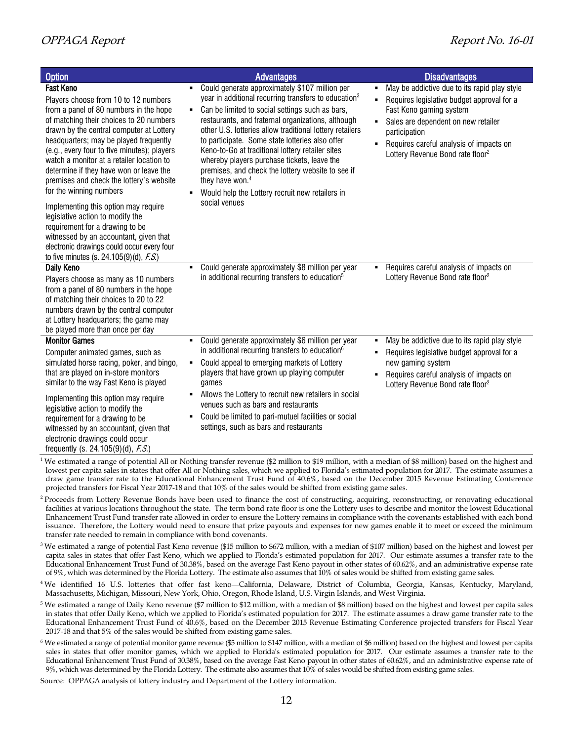| Option | Advantages | Disadvantages |
|---|---|---|
| **Fast Keno**<br>Players choose from 10 to 12 numbers from a panel of 80 numbers in the hope of matching their choices to 20 numbers drawn by the central computer at Lottery headquarters; may be played frequently (e.g., every four to five minutes); players watch a monitor at a retailer location to determine if they have won or leave the premises and check the lottery's website for the winning numbers<br><br>Implementing this option may require legislative action to modify the requirement for a drawing to be witnessed by an accountant, given that electronic drawings could occur every four to five minutes (s. 24.105(9)(d), *F.S.*) | ▪ Could generate approximately $107 million per year in additional recurring transfers to education[3]<br>▪ Can be limited to social settings such as bars, restaurants, and fraternal organizations, although other U.S. lotteries allow traditional lottery retailers to participate. Some state lotteries also offer Keno-to-Go at traditional lottery retailer sites whereby players purchase tickets, leave the premises, and check the lottery website to see if they have won.[4]<br>▪ Would help the Lottery recruit new retailers in social venues | ▪ May be addictive due to its rapid play style<br>▪ Requires legislative budget approval for a Fast Keno gaming system<br>▪ Sales are dependent on new retailer participation<br>▪ Requires careful analysis of impacts on Lottery Revenue Bond rate floor[2] |
| **Daily Keno**<br>Players choose as many as 10 numbers from a panel of 80 numbers in the hope of matching their choices to 20 to 22 numbers drawn by the central computer at Lottery headquarters; the game may be played more than once per day | ▪ Could generate approximately $8 million per year in additional recurring transfers to education[5] | ▪ Requires careful analysis of impacts on Lottery Revenue Bond rate floor[2] |
| **Monitor Games**<br>Computer animated games, such as simulated horse racing, poker, and bingo, that are played on in-store monitors similar to the way Fast Keno is played<br><br>Implementing this option may require legislative action to modify the requirement for a drawing to be witnessed by an accountant, given that electronic drawings could occur frequently (s. 24.105(9)(d), *F.S.*) | ▪ Could generate approximately $6 million per year in additional recurring transfers to education[6]<br>▪ Could appeal to emerging markets of Lottery players that have grown up playing computer games<br>▪ Allows the Lottery to recruit new retailers in social venues such as bars and restaurants<br>▪ Could be limited to pari-mutuel facilities or social settings, such as bars and restaurants | ▪ May be addictive due to its rapid play style<br>▪ Requires legislative budget approval for a new gaming system<br>▪ Requires careful analysis of impacts on Lottery Revenue Bond rate floor[2] |

[1] We estimated a range of potential All or Nothing transfer revenue ($2 million to $19 million, with a median of $8 million) based on the highest and lowest per capita sales in states that offer All or Nothing sales, which we applied to Florida's estimated population for 2017. The estimate assumes a draw game transfer rate to the Educational Enhancement Trust Fund of 40.6%, based on the December 2015 Revenue Estimating Conference projected transfers for Fiscal Year 2017-18 and that 10% of the sales would be shifted from existing game sales.

[2] Proceeds from Lottery Revenue Bonds have been used to finance the cost of constructing, acquiring, reconstructing, or renovating educational facilities at various locations throughout the state. The term bond rate floor is one the Lottery uses to describe and monitor the lowest Educational Enhancement Trust Fund transfer rate allowed in order to ensure the Lottery remains in compliance with the covenants established with each bond issuance. Therefore, the Lottery would need to ensure that prize payouts and expenses for new games enable it to meet or exceed the minimum transfer rate needed to remain in compliance with bond covenants.

[3] We estimated a range of potential Fast Keno revenue ($15 million to $672 million, with a median of $107 million) based on the highest and lowest per capita sales in states that offer Fast Keno, which we applied to Florida's estimated population for 2017. Our estimate assumes a transfer rate to the Educational Enhancement Trust Fund of 30.38%, based on the average Fast Keno payout in other states of 60.62%, and an administrative expense rate of 9%, which was determined by the Florida Lottery. The estimate also assumes that 10% of sales would be shifted from existing game sales.

[4] We identified 16 U.S. lotteries that offer fast keno—California, Delaware, District of Columbia, Georgia, Kansas, Kentucky, Maryland, Massachusetts, Michigan, Missouri, New York, Ohio, Oregon, Rhode Island, U.S. Virgin Islands, and West Virginia.

[5] We estimated a range of Daily Keno revenue ($7 million to $12 million, with a median of $8 million) based on the highest and lowest per capita sales in states that offer Daily Keno, which we applied to Florida's estimated population for 2017. The estimate assumes a draw game transfer rate to the Educational Enhancement Trust Fund of 40.6%, based on the December 2015 Revenue Estimating Conference projected transfers for Fiscal Year 2017-18 and that 5% of the sales would be shifted from existing game sales.

[6] We estimated a range of potential monitor game revenue ($5 million to $147 million, with a median of $6 million) based on the highest and lowest per capita sales in states that offer monitor games, which we applied to Florida's estimated population for 2017. Our estimate assumes a transfer rate to the Educational Enhancement Trust Fund of 30.38%, based on the average Fast Keno payout in other states of 60.62%, and an administrative expense rate of 9%, which was determined by the Florida Lottery. The estimate also assumes that 10% of sales would be shifted from existing game sales.

Source: OPPAGA analysis of lottery industry and Department of the Lottery information.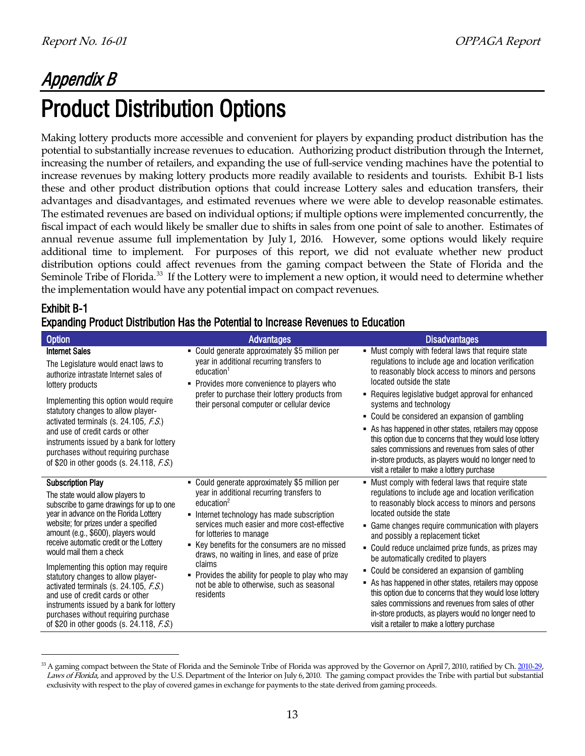# Appendix B

# Product Distribution Options

Making lottery products more accessible and convenient for players by expanding product distribution has the potential to substantially increase revenues to education. Authorizing product distribution through the Internet, increasing the number of retailers, and expanding the use of full-service vending machines have the potential to increase revenues by making lottery products more readily available to residents and tourists. Exhibit B-1 lists these and other product distribution options that could increase Lottery sales and education transfers, their advantages and disadvantages, and estimated revenues where we were able to develop reasonable estimates. The estimated revenues are based on individual options; if multiple options were implemented concurrently, the fiscal impact of each would likely be smaller due to shifts in sales from one point of sale to another. Estimates of annual revenue assume full implementation by July 1, 2016. However, some options would likely require additional time to implement. For purposes of this report, we did not evaluate whether new product distribution options could affect revenues from the gaming compact between the State of Florida and the Seminole Tribe of Florida.[33] If the Lottery were to implement a new option, it would need to determine whether the implementation would have any potential impact on compact revenues.

## Exhibit B-1
## Expanding Product Distribution Has the Potential to Increase Revenues to Education

| Option | Advantages | Disadvantages |
|---|---|---|
| **Internet Sales**<br>The Legislature would enact laws to authorize intrastate Internet sales of lottery products<br>Implementing this option would require statutory changes to allow player-activated terminals (s. 24.105, *F.S.*) and use of credit cards or other instruments issued by a bank for lottery purchases without requiring purchase of $20 in other goods (s. 24.118, *F.S.*) | ▪ Could generate approximately $5 million per year in additional recurring transfers to education[1]<br>▪ Provides more convenience to players who prefer to purchase their lottery products from their personal computer or cellular device | ▪ Must comply with federal laws that require state regulations to include age and location verification to reasonably block access to minors and persons located outside the state<br>▪ Requires legislative budget approval for enhanced systems and technology<br>▪ Could be considered an expansion of gambling<br>▪ As has happened in other states, retailers may oppose this option due to concerns that they would lose lottery sales commissions and revenues from sales of other in-store products, as players would no longer need to visit a retailer to make a lottery purchase |
| **Subscription Play**<br>The state would allow players to subscribe to game drawings for up to one year in advance on the Florida Lottery website; for prizes under a specified amount (e.g., $600), players would receive automatic credit or the Lottery would mail them a check<br>Implementing this option may require statutory changes to allow player-activated terminals (s. 24.105, *F.S.*) and use of credit cards or other instruments issued by a bank for lottery purchases without requiring purchase of $20 in other goods (s. 24.118, *F.S.*) | ▪ Could generate approximately $5 million per year in additional recurring transfers to education[2]<br>▪ Internet technology has made subscription services much easier and more cost-effective for lotteries to manage<br>▪ Key benefits for the consumers are no missed draws, no waiting in lines, and ease of prize claims<br>▪ Provides the ability for people to play who may not be able to otherwise, such as seasonal residents | ▪ Must comply with federal laws that require state regulations to include age and location verification to reasonably block access to minors and persons located outside the state<br>▪ Game changes require communication with players and possibly a replacement ticket<br>▪ Could reduce unclaimed prize funds, as prizes may be automatically credited to players<br>▪ Could be considered an expansion of gambling<br>▪ As has happened in other states, retailers may oppose this option due to concerns that they would lose lottery sales commissions and revenues from sales of other in-store products, as players would no longer need to visit a retailer to make a lottery purchase |

[33] A gaming compact between the State of Florida and the Seminole Tribe of Florida was approved by the Governor on April 7, 2010, ratified by Ch. 2010-29, *Laws of Florida*, and approved by the U.S. Department of the Interior on July 6, 2010. The gaming compact provides the Tribe with partial but substantial exclusivity with respect to the play of covered games in exchange for payments to the state derived from gaming proceeds.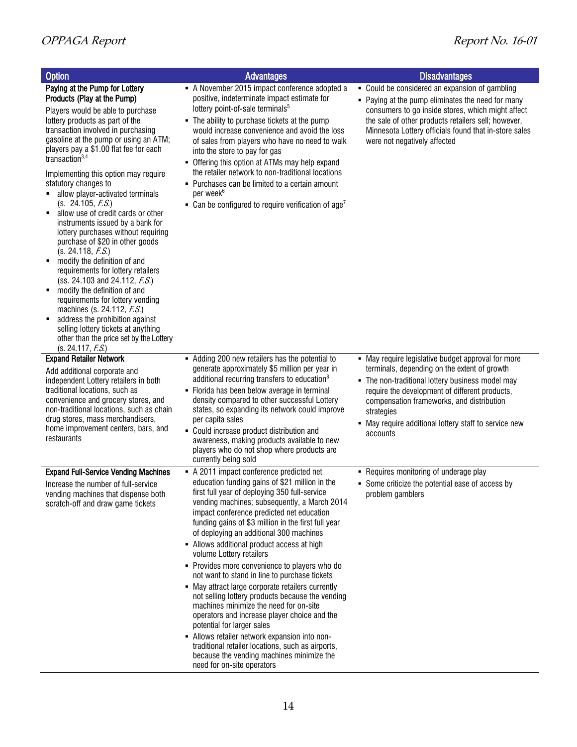| Option | Advantages | Disadvantages |
|---|---|---|
| **Paying at the Pump for Lottery Products (Play at the Pump)**<br><br>Players would be able to purchase lottery products as part of the transaction involved in purchasing gasoline at the pump or using an ATM; players pay a $1.00 flat fee for each transaction[3,4]<br><br>Implementing this option may require statutory changes to<br>▪ allow player-activated terminals (s. 24.105, *F.S.*)<br>▪ allow use of credit cards or other instruments issued by a bank for lottery purchases without requiring purchase of $20 in other goods (s. 24.118, *F.S.*)<br>▪ modify the definition of and requirements for lottery retailers (ss. 24.103 and 24.112, *F.S.*)<br>▪ modify the definition of and requirements for lottery vending machines (s. 24.112, *F.S.*)<br>▪ address the prohibition against selling lottery tickets at anything other than the price set by the Lottery (s. 24.117, *F.S.*) | ▪ A November 2015 impact conference adopted a positive, indeterminate impact estimate for lottery point-of-sale terminals[5]<br>▪ The ability to purchase tickets at the pump would increase convenience and avoid the loss of sales from players who have no need to walk into the store to pay for gas<br>▪ Offering this option at ATMs may help expand the retailer network to non-traditional locations<br>▪ Purchases can be limited to a certain amount per week[6]<br>▪ Can be configured to require verification of age[7] | ▪ Could be considered an expansion of gambling<br>▪ Paying at the pump eliminates the need for many consumers to go inside stores, which might affect the sale of other products retailers sell; however, Minnesota Lottery officials found that in-store sales were not negatively affected |
| **Expand Retailer Network**<br><br>Add additional corporate and independent Lottery retailers in both traditional locations, such as convenience and grocery stores, and non-traditional locations, such as chain drug stores, mass merchandisers, home improvement centers, bars, and restaurants | ▪ Adding 200 new retailers has the potential to generate approximately $5 million per year in additional recurring transfers to education[8]<br>▪ Florida has been below average in terminal density compared to other successful Lottery states, so expanding its network could improve per capita sales<br>▪ Could increase product distribution and awareness, making products available to new players who do not shop where products are currently being sold | ▪ May require legislative budget approval for more terminals, depending on the extent of growth<br>▪ The non-traditional lottery business model may require the development of different products, compensation frameworks, and distribution strategies<br>▪ May require additional lottery staff to service new accounts |
| **Expand Full-Service Vending Machines**<br><br>Increase the number of full-service vending machines that dispense both scratch-off and draw game tickets | ▪ A 2011 impact conference predicted net education funding gains of $21 million in the first full year of deploying 350 full-service vending machines; subsequently, a March 2014 impact conference predicted net education funding gains of $3 million in the first full year of deploying an additional 300 machines<br>▪ Allows additional product access at high volume Lottery retailers<br>▪ Provides more convenience to players who do not want to stand in line to purchase tickets<br>▪ May attract large corporate retailers currently not selling lottery products because the vending machines minimize the need for on-site operators and increase player choice and the potential for larger sales<br>▪ Allows retailer network expansion into non-traditional retailer locations, such as airports, because the vending machines minimize the need for on-site operators | ▪ Requires monitoring of underage play<br>▪ Some criticize the potential ease of access by problem gamblers |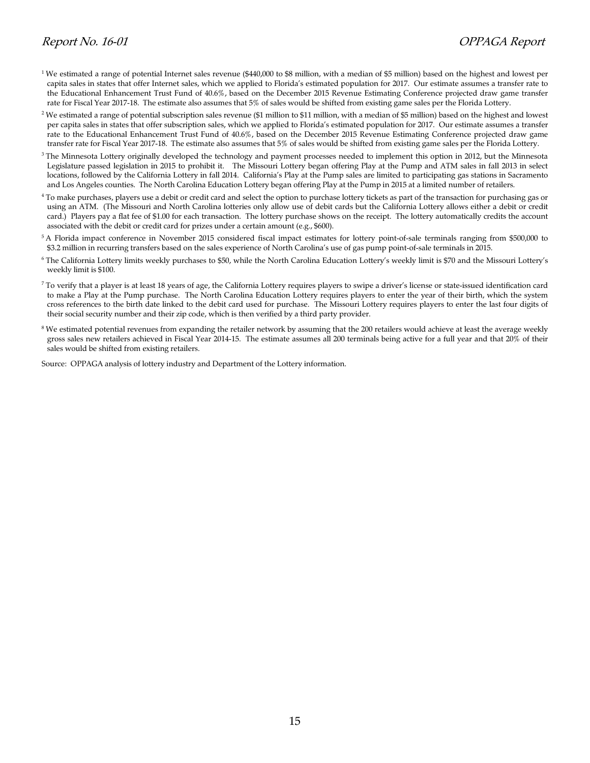[1] We estimated a range of potential Internet sales revenue ($440,000 to $8 million, with a median of $5 million) based on the highest and lowest per capita sales in states that offer Internet sales, which we applied to Florida's estimated population for 2017. Our estimate assumes a transfer rate to the Educational Enhancement Trust Fund of 40.6%, based on the December 2015 Revenue Estimating Conference projected draw game transfer rate for Fiscal Year 2017-18. The estimate also assumes that 5% of sales would be shifted from existing game sales per the Florida Lottery.

[2] We estimated a range of potential subscription sales revenue ($1 million to $11 million, with a median of $5 million) based on the highest and lowest per capita sales in states that offer subscription sales, which we applied to Florida's estimated population for 2017. Our estimate assumes a transfer rate to the Educational Enhancement Trust Fund of 40.6%, based on the December 2015 Revenue Estimating Conference projected draw game transfer rate for Fiscal Year 2017-18. The estimate also assumes that 5% of sales would be shifted from existing game sales per the Florida Lottery.

[3] The Minnesota Lottery originally developed the technology and payment processes needed to implement this option in 2012, but the Minnesota Legislature passed legislation in 2015 to prohibit it. The Missouri Lottery began offering Play at the Pump and ATM sales in fall 2013 in select locations, followed by the California Lottery in fall 2014. California's Play at the Pump sales are limited to participating gas stations in Sacramento and Los Angeles counties. The North Carolina Education Lottery began offering Play at the Pump in 2015 at a limited number of retailers.

[4] To make purchases, players use a debit or credit card and select the option to purchase lottery tickets as part of the transaction for purchasing gas or using an ATM. (The Missouri and North Carolina lotteries only allow use of debit cards but the California Lottery allows either a debit or credit card.) Players pay a flat fee of $1.00 for each transaction. The lottery purchase shows on the receipt. The lottery automatically credits the account associated with the debit or credit card for prizes under a certain amount (e.g., $600).

[5] A Florida impact conference in November 2015 considered fiscal impact estimates for lottery point-of-sale terminals ranging from $500,000 to $3.2 million in recurring transfers based on the sales experience of North Carolina's use of gas pump point-of-sale terminals in 2015.

[6] The California Lottery limits weekly purchases to $50, while the North Carolina Education Lottery's weekly limit is $70 and the Missouri Lottery's weekly limit is $100.

[7] To verify that a player is at least 18 years of age, the California Lottery requires players to swipe a driver's license or state-issued identification card to make a Play at the Pump purchase. The North Carolina Education Lottery requires players to enter the year of their birth, which the system cross references to the birth date linked to the debit card used for purchase. The Missouri Lottery requires players to enter the last four digits of their social security number and their zip code, which is then verified by a third party provider.

[8] We estimated potential revenues from expanding the retailer network by assuming that the 200 retailers would achieve at least the average weekly gross sales new retailers achieved in Fiscal Year 2014-15. The estimate assumes all 200 terminals being active for a full year and that 20% of their sales would be shifted from existing retailers.

Source: OPPAGA analysis of lottery industry and Department of the Lottery information.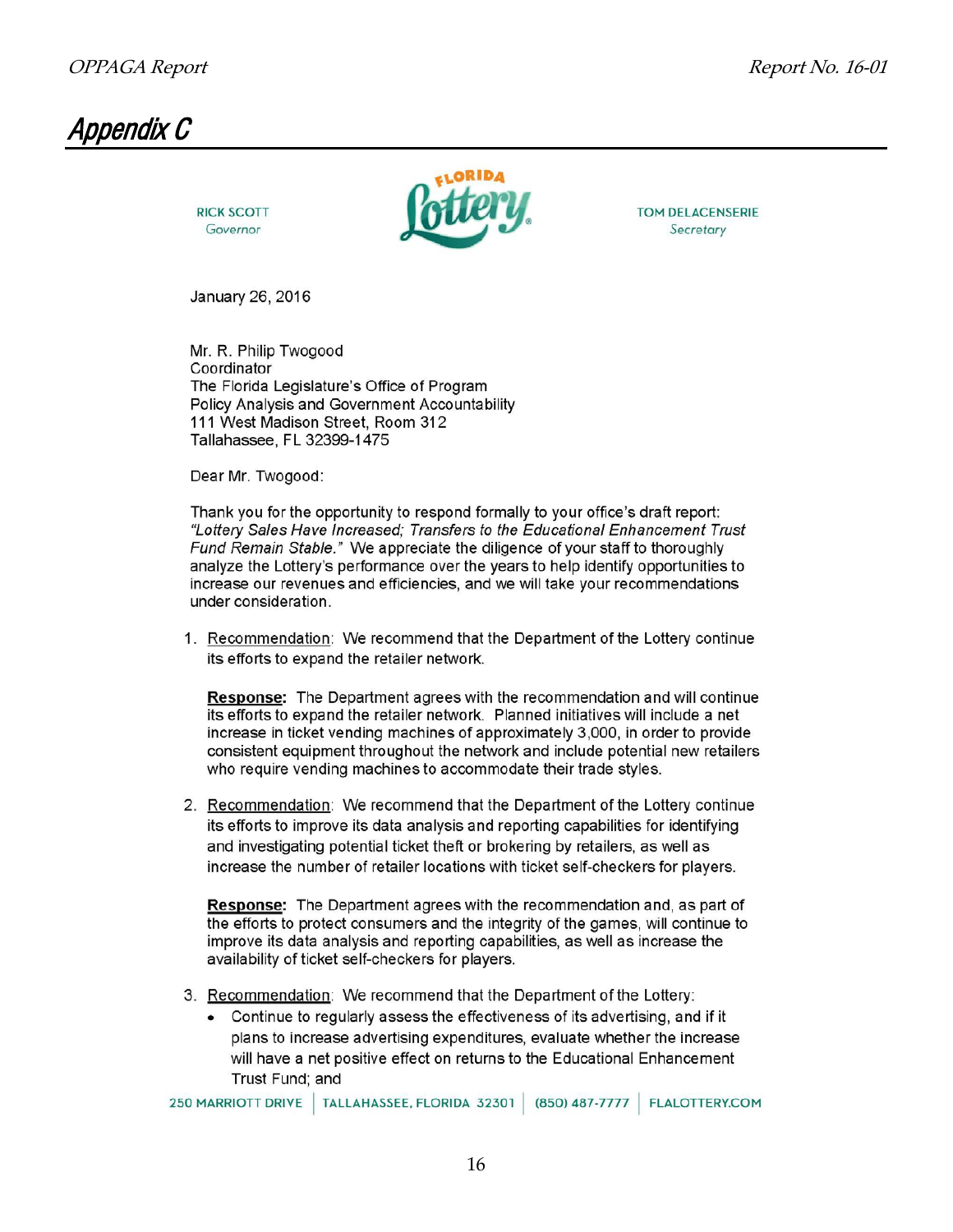# Appendix C

RICK SCOTT
Governor

FLORIDA Lottery

TOM DELACENSERIE
Secretary

January 26, 2016

Mr. R. Philip Twogood
Coordinator
The Florida Legislature's Office of Program
Policy Analysis and Government Accountability
111 West Madison Street, Room 312
Tallahassee, FL 32399-1475

Dear Mr. Twogood:

Thank you for the opportunity to respond formally to your office's draft report: *"Lottery Sales Have Increased; Transfers to the Educational Enhancement Trust Fund Remain Stable."* We appreciate the diligence of your staff to thoroughly analyze the Lottery's performance over the years to help identify opportunities to increase our revenues and efficiencies, and we will take your recommendations under consideration.

1. Recommendation: We recommend that the Department of the Lottery continue its efforts to expand the retailer network.

   **Response:** The Department agrees with the recommendation and will continue its efforts to expand the retailer network. Planned initiatives will include a net increase in ticket vending machines of approximately 3,000, in order to provide consistent equipment throughout the network and include potential new retailers who require vending machines to accommodate their trade styles.

2. Recommendation: We recommend that the Department of the Lottery continue its efforts to improve its data analysis and reporting capabilities for identifying and investigating potential ticket theft or brokering by retailers, as well as increase the number of retailer locations with ticket self-checkers for players.

   **Response:** The Department agrees with the recommendation and, as part of the efforts to protect consumers and the integrity of the games, will continue to improve its data analysis and reporting capabilities, as well as increase the availability of ticket self-checkers for players.

3. Recommendation: We recommend that the Department of the Lottery:
   - Continue to regularly assess the effectiveness of its advertising, and if it plans to increase advertising expenditures, evaluate whether the increase will have a net positive effect on returns to the Educational Enhancement Trust Fund; and

250 MARRIOTT DRIVE | TALLAHASSEE, FLORIDA 32301 | (850) 487-7777 | FLALOTTERY.COM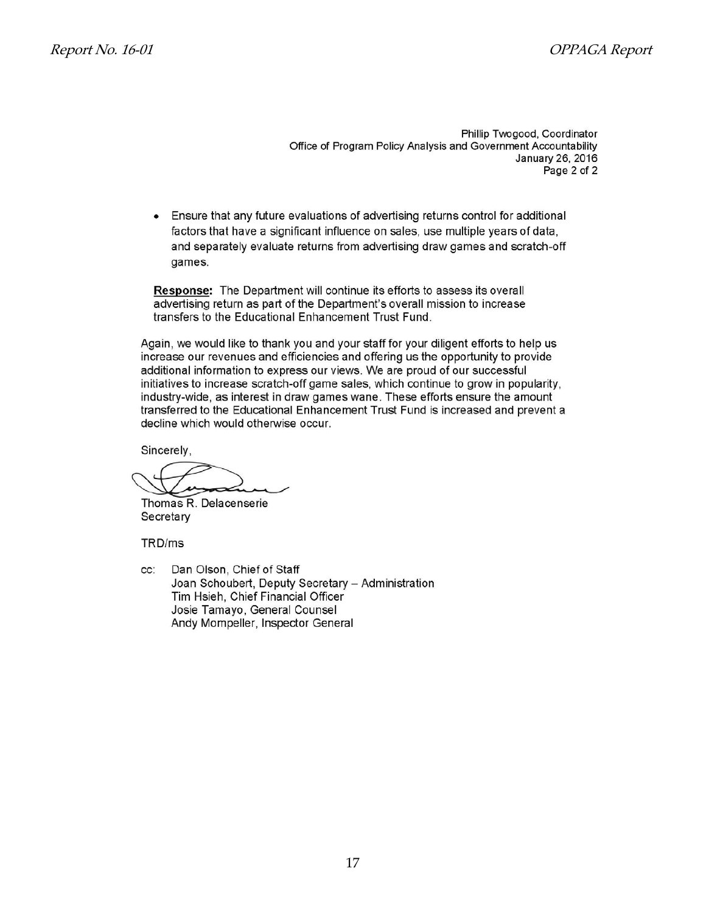Phillip Twogood, Coordinator
Office of Program Policy Analysis and Government Accountability
January 26, 2016
Page 2 of 2

- Ensure that any future evaluations of advertising returns control for additional factors that have a significant influence on sales, use multiple years of data, and separately evaluate returns from advertising draw games and scratch-off games.

**Response:** The Department will continue its efforts to assess its overall advertising return as part of the Department's overall mission to increase transfers to the Educational Enhancement Trust Fund.

Again, we would like to thank you and your staff for your diligent efforts to help us increase our revenues and efficiencies and offering us the opportunity to provide additional information to express our views. We are proud of our successful initiatives to increase scratch-off game sales, which continue to grow in popularity, industry-wide, as interest in draw games wane. These efforts ensure the amount transferred to the Educational Enhancement Trust Fund is increased and prevent a decline which would otherwise occur.

Sincerely,

Thomas R. Delacenserie
Secretary

TRD/ms

cc: Dan Olson, Chief of Staff
Joan Schoubert, Deputy Secretary – Administration
Tim Hsieh, Chief Financial Officer
Josie Tamayo, General Counsel
Andy Mompeller, Inspector General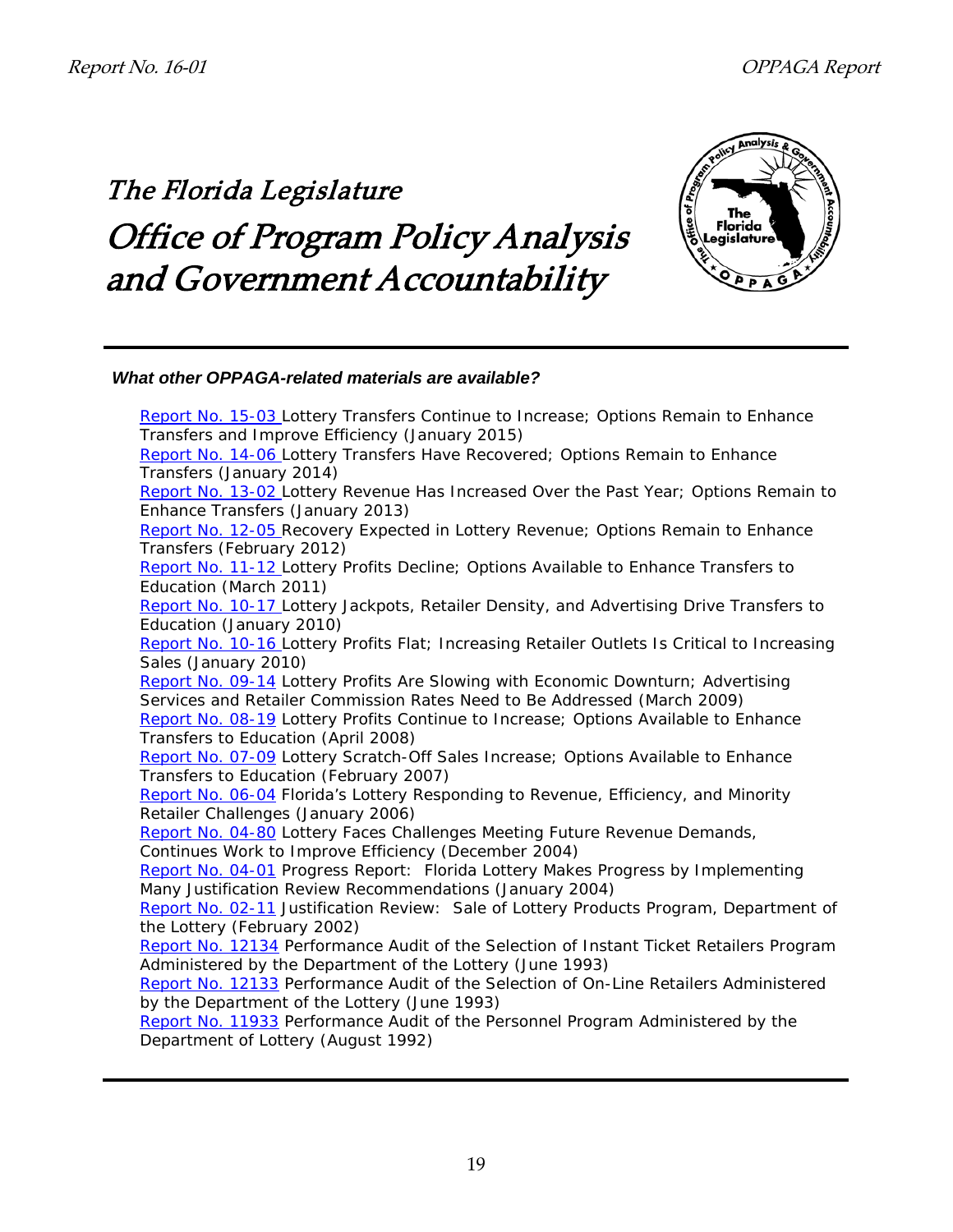# The Florida Legislature

# Office of Program Policy Analysis and Government Accountability

***What other OPPAGA-related materials are available?***

Report No. 15-03 Lottery Transfers Continue to Increase; Options Remain to Enhance Transfers and Improve Efficiency (January 2015)

Report No. 14-06 Lottery Transfers Have Recovered; Options Remain to Enhance Transfers (January 2014)

Report No. 13-02 Lottery Revenue Has Increased Over the Past Year; Options Remain to Enhance Transfers (January 2013)

Report No. 12-05 Recovery Expected in Lottery Revenue; Options Remain to Enhance Transfers (February 2012)

Report No. 11-12 Lottery Profits Decline; Options Available to Enhance Transfers to Education (March 2011)

Report No. 10-17 Lottery Jackpots, Retailer Density, and Advertising Drive Transfers to Education (January 2010)

Report No. 10-16 Lottery Profits Flat; Increasing Retailer Outlets Is Critical to Increasing Sales (January 2010)

Report No. 09-14 Lottery Profits Are Slowing with Economic Downturn; Advertising Services and Retailer Commission Rates Need to Be Addressed (March 2009)

Report No. 08-19 Lottery Profits Continue to Increase; Options Available to Enhance Transfers to Education (April 2008)

Report No. 07-09 Lottery Scratch-Off Sales Increase; Options Available to Enhance Transfers to Education (February 2007)

Report No. 06-04 Florida's Lottery Responding to Revenue, Efficiency, and Minority Retailer Challenges (January 2006)

Report No. 04-80 Lottery Faces Challenges Meeting Future Revenue Demands, Continues Work to Improve Efficiency (December 2004)

Report No. 04-01 Progress Report: Florida Lottery Makes Progress by Implementing Many Justification Review Recommendations (January 2004)

Report No. 02-11 Justification Review: Sale of Lottery Products Program, Department of the Lottery (February 2002)

Report No. 12134 Performance Audit of the Selection of Instant Ticket Retailers Program Administered by the Department of the Lottery (June 1993)

Report No. 12133 Performance Audit of the Selection of On-Line Retailers Administered by the Department of the Lottery (June 1993)

Report No. 11933 Performance Audit of the Personnel Program Administered by the Department of Lottery (August 1992)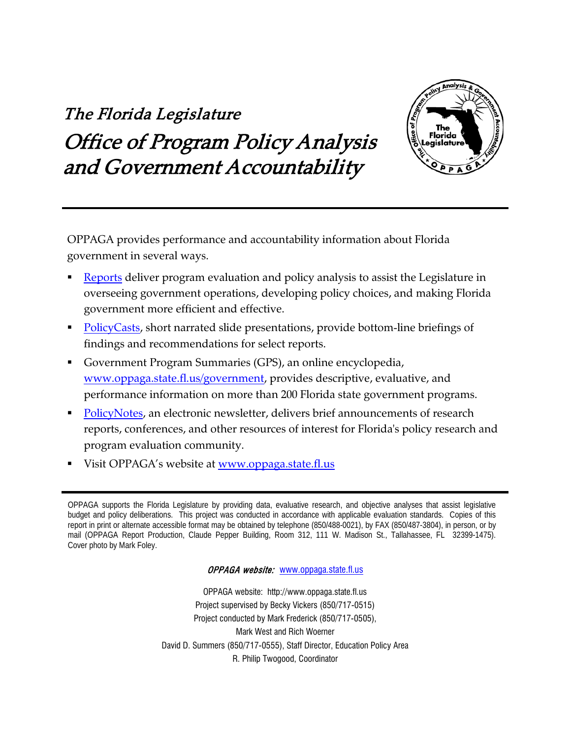# *The Florida Legislature*

# *Office of Program Policy Analysis and Government Accountability*

---

OPPAGA provides performance and accountability information about Florida government in several ways.

- Reports deliver program evaluation and policy analysis to assist the Legislature in overseeing government operations, developing policy choices, and making Florida government more efficient and effective.
- PolicyCasts, short narrated slide presentations, provide bottom-line briefings of findings and recommendations for select reports.
- Government Program Summaries (GPS), an online encyclopedia, www.oppaga.state.fl.us/government, provides descriptive, evaluative, and performance information on more than 200 Florida state government programs.
- PolicyNotes, an electronic newsletter, delivers brief announcements of research reports, conferences, and other resources of interest for Florida's policy research and program evaluation community.
- Visit OPPAGA's website at www.oppaga.state.fl.us

---

OPPAGA supports the Florida Legislature by providing data, evaluative research, and objective analyses that assist legislative budget and policy deliberations. This project was conducted in accordance with applicable evaluation standards. Copies of this report in print or alternate accessible format may be obtained by telephone (850/488-0021), by FAX (850/487-3804), in person, or by mail (OPPAGA Report Production, Claude Pepper Building, Room 312, 111 W. Madison St., Tallahassee, FL 32399-1475). Cover photo by Mark Foley.

*OPPAGA website:* www.oppaga.state.fl.us

OPPAGA website: http://www.oppaga.state.fl.us
Project supervised by Becky Vickers (850/717-0515)
Project conducted by Mark Frederick (850/717-0505),
Mark West and Rich Woerner
David D. Summers (850/717-0555), Staff Director, Education Policy Area
R. Philip Twogood, Coordinator